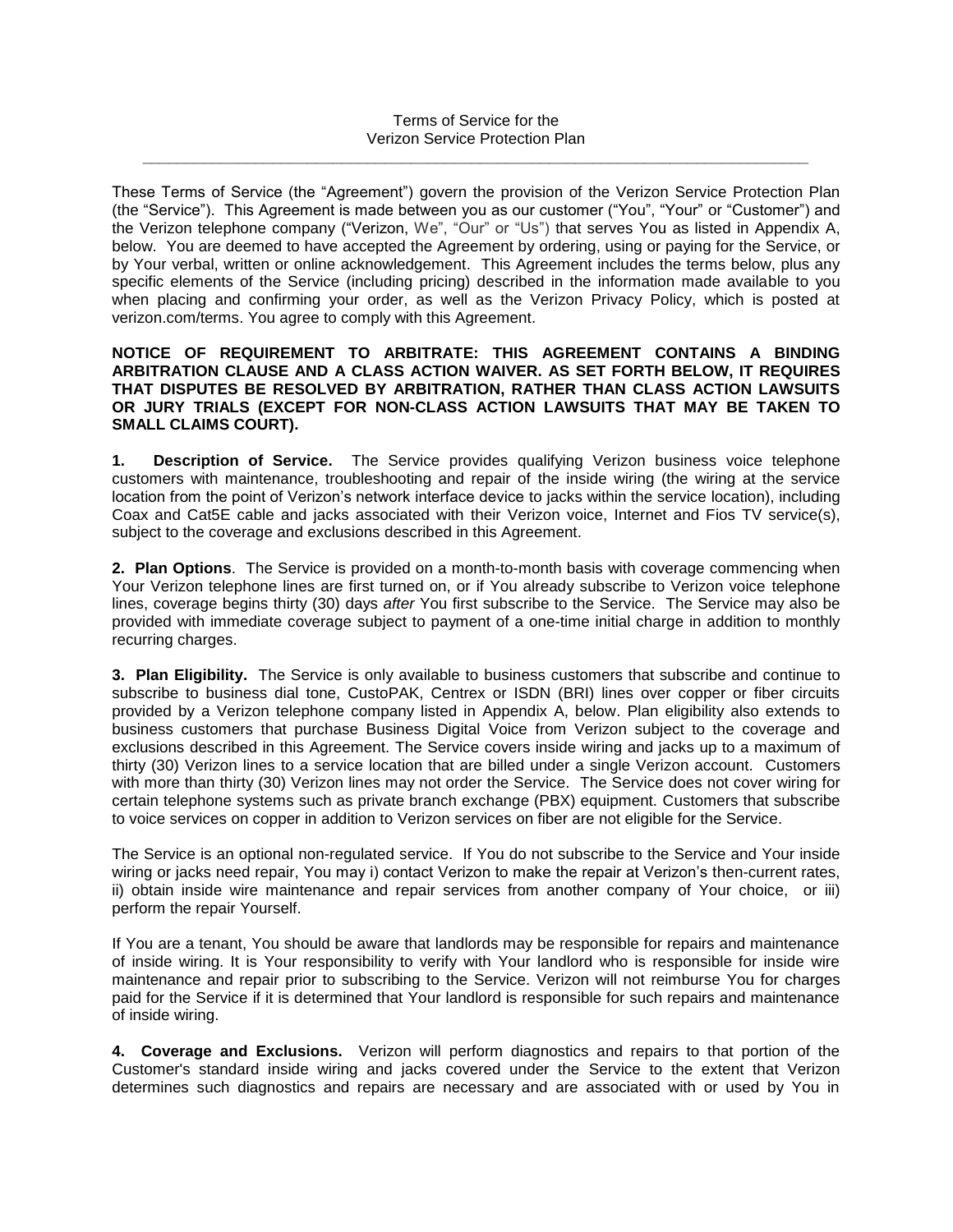# Terms of Service for the Verizon Service Protection Plan

---

These Terms of Service (the "Agreement") govern the provision of the Verizon Service Protection Plan (the "Service"). This Agreement is made between you as our customer ("You", "Your" or "Customer") and the Verizon telephone company ("Verizon, We", "Our" or "Us") that serves You as listed in Appendix A, below. You are deemed to have accepted the Agreement by ordering, using or paying for the Service, or by Your verbal, written or online acknowledgement. This Agreement includes the terms below, plus any specific elements of the Service (including pricing) described in the information made available to you when placing and confirming your order, as well as the Verizon Privacy Policy, which is posted at verizon.com/terms. You agree to comply with this Agreement.

**NOTICE OF REQUIREMENT TO ARBITRATE: THIS AGREEMENT CONTAINS A BINDING ARBITRATION CLAUSE AND A CLASS ACTION WAIVER. AS SET FORTH BELOW, IT REQUIRES THAT DISPUTES BE RESOLVED BY ARBITRATION, RATHER THAN CLASS ACTION LAWSUITS OR JURY TRIALS (EXCEPT FOR NON-CLASS ACTION LAWSUITS THAT MAY BE TAKEN TO SMALL CLAIMS COURT).**

**1. Description of Service.** The Service provides qualifying Verizon business voice telephone customers with maintenance, troubleshooting and repair of the inside wiring (the wiring at the service location from the point of Verizon's network interface device to jacks within the service location), including Coax and Cat5E cable and jacks associated with their Verizon voice, Internet and Fios TV service(s), subject to the coverage and exclusions described in this Agreement.

**2. Plan Options**. The Service is provided on a month-to-month basis with coverage commencing when Your Verizon telephone lines are first turned on, or if You already subscribe to Verizon voice telephone lines, coverage begins thirty (30) days *after* You first subscribe to the Service. The Service may also be provided with immediate coverage subject to payment of a one-time initial charge in addition to monthly recurring charges.

**3. Plan Eligibility.** The Service is only available to business customers that subscribe and continue to subscribe to business dial tone, CustoPAK, Centrex or ISDN (BRI) lines over copper or fiber circuits provided by a Verizon telephone company listed in Appendix A, below. Plan eligibility also extends to business customers that purchase Business Digital Voice from Verizon subject to the coverage and exclusions described in this Agreement. The Service covers inside wiring and jacks up to a maximum of thirty (30) Verizon lines to a service location that are billed under a single Verizon account. Customers with more than thirty (30) Verizon lines may not order the Service. The Service does not cover wiring for certain telephone systems such as private branch exchange (PBX) equipment. Customers that subscribe to voice services on copper in addition to Verizon services on fiber are not eligible for the Service.

The Service is an optional non-regulated service. If You do not subscribe to the Service and Your inside wiring or jacks need repair, You may i) contact Verizon to make the repair at Verizon's then-current rates, ii) obtain inside wire maintenance and repair services from another company of Your choice, or iii) perform the repair Yourself.

If You are a tenant, You should be aware that landlords may be responsible for repairs and maintenance of inside wiring. It is Your responsibility to verify with Your landlord who is responsible for inside wire maintenance and repair prior to subscribing to the Service. Verizon will not reimburse You for charges paid for the Service if it is determined that Your landlord is responsible for such repairs and maintenance of inside wiring.

**4. Coverage and Exclusions.** Verizon will perform diagnostics and repairs to that portion of the Customer's standard inside wiring and jacks covered under the Service to the extent that Verizon determines such diagnostics and repairs are necessary and are associated with or used by You in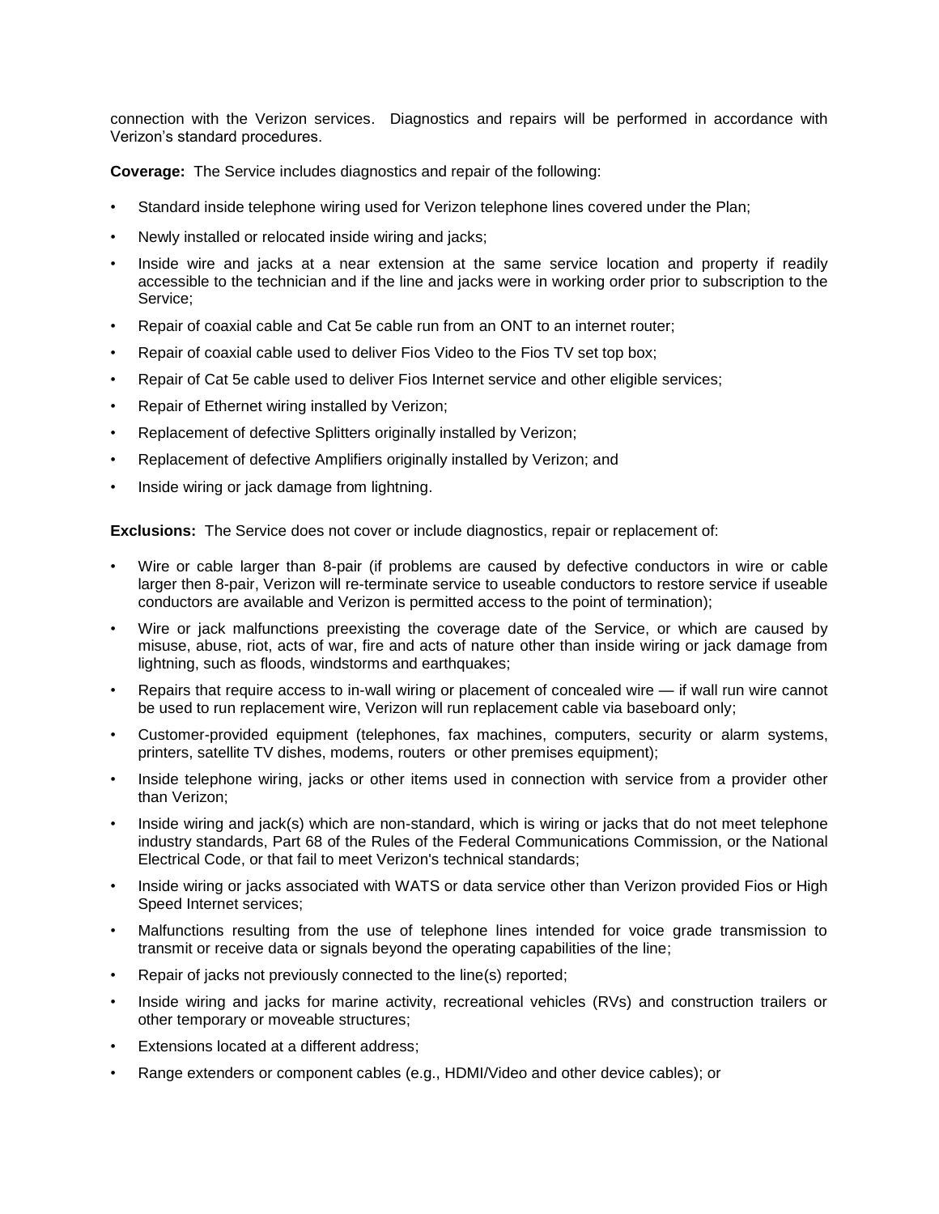connection with the Verizon services. Diagnostics and repairs will be performed in accordance with Verizon's standard procedures.

**Coverage:** The Service includes diagnostics and repair of the following:

- Standard inside telephone wiring used for Verizon telephone lines covered under the Plan;
- Newly installed or relocated inside wiring and jacks;
- Inside wire and jacks at a near extension at the same service location and property if readily accessible to the technician and if the line and jacks were in working order prior to subscription to the Service;
- Repair of coaxial cable and Cat 5e cable run from an ONT to an internet router;
- Repair of coaxial cable used to deliver Fios Video to the Fios TV set top box;
- Repair of Cat 5e cable used to deliver Fios Internet service and other eligible services;
- Repair of Ethernet wiring installed by Verizon;
- Replacement of defective Splitters originally installed by Verizon;
- Replacement of defective Amplifiers originally installed by Verizon; and
- Inside wiring or jack damage from lightning.

**Exclusions:** The Service does not cover or include diagnostics, repair or replacement of:

- Wire or cable larger than 8-pair (if problems are caused by defective conductors in wire or cable larger then 8-pair, Verizon will re-terminate service to useable conductors to restore service if useable conductors are available and Verizon is permitted access to the point of termination);
- Wire or jack malfunctions preexisting the coverage date of the Service, or which are caused by misuse, abuse, riot, acts of war, fire and acts of nature other than inside wiring or jack damage from lightning, such as floods, windstorms and earthquakes;
- Repairs that require access to in-wall wiring or placement of concealed wire — if wall run wire cannot be used to run replacement wire, Verizon will run replacement cable via baseboard only;
- Customer-provided equipment (telephones, fax machines, computers, security or alarm systems, printers, satellite TV dishes, modems, routers or other premises equipment);
- Inside telephone wiring, jacks or other items used in connection with service from a provider other than Verizon;
- Inside wiring and jack(s) which are non-standard, which is wiring or jacks that do not meet telephone industry standards, Part 68 of the Rules of the Federal Communications Commission, or the National Electrical Code, or that fail to meet Verizon's technical standards;
- Inside wiring or jacks associated with WATS or data service other than Verizon provided Fios or High Speed Internet services;
- Malfunctions resulting from the use of telephone lines intended for voice grade transmission to transmit or receive data or signals beyond the operating capabilities of the line;
- Repair of jacks not previously connected to the line(s) reported;
- Inside wiring and jacks for marine activity, recreational vehicles (RVs) and construction trailers or other temporary or moveable structures;
- Extensions located at a different address;
- Range extenders or component cables (e.g., HDMI/Video and other device cables); or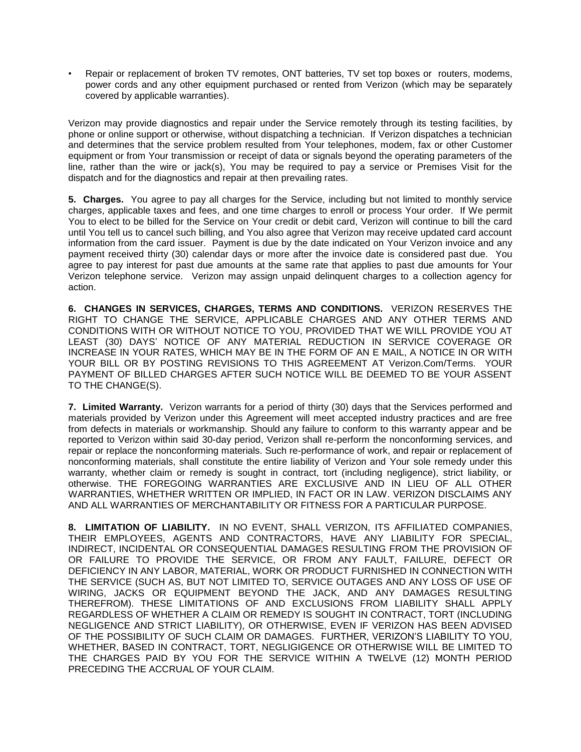- Repair or replacement of broken TV remotes, ONT batteries, TV set top boxes or routers, modems, power cords and any other equipment purchased or rented from Verizon (which may be separately covered by applicable warranties).

Verizon may provide diagnostics and repair under the Service remotely through its testing facilities, by phone or online support or otherwise, without dispatching a technician. If Verizon dispatches a technician and determines that the service problem resulted from Your telephones, modem, fax or other Customer equipment or from Your transmission or receipt of data or signals beyond the operating parameters of the line, rather than the wire or jack(s), You may be required to pay a service or Premises Visit for the dispatch and for the diagnostics and repair at then prevailing rates.

**5. Charges.** You agree to pay all charges for the Service, including but not limited to monthly service charges, applicable taxes and fees, and one time charges to enroll or process Your order. If We permit You to elect to be billed for the Service on Your credit or debit card, Verizon will continue to bill the card until You tell us to cancel such billing, and You also agree that Verizon may receive updated card account information from the card issuer. Payment is due by the date indicated on Your Verizon invoice and any payment received thirty (30) calendar days or more after the invoice date is considered past due. You agree to pay interest for past due amounts at the same rate that applies to past due amounts for Your Verizon telephone service. Verizon may assign unpaid delinquent charges to a collection agency for action.

**6. CHANGES IN SERVICES, CHARGES, TERMS AND CONDITIONS.** VERIZON RESERVES THE RIGHT TO CHANGE THE SERVICE, APPLICABLE CHARGES AND ANY OTHER TERMS AND CONDITIONS WITH OR WITHOUT NOTICE TO YOU, PROVIDED THAT WE WILL PROVIDE YOU AT LEAST (30) DAYS' NOTICE OF ANY MATERIAL REDUCTION IN SERVICE COVERAGE OR INCREASE IN YOUR RATES, WHICH MAY BE IN THE FORM OF AN E MAIL, A NOTICE IN OR WITH YOUR BILL OR BY POSTING REVISIONS TO THIS AGREEMENT AT Verizon.Com/Terms. YOUR PAYMENT OF BILLED CHARGES AFTER SUCH NOTICE WILL BE DEEMED TO BE YOUR ASSENT TO THE CHANGE(S).

**7. Limited Warranty.** Verizon warrants for a period of thirty (30) days that the Services performed and materials provided by Verizon under this Agreement will meet accepted industry practices and are free from defects in materials or workmanship. Should any failure to conform to this warranty appear and be reported to Verizon within said 30-day period, Verizon shall re-perform the nonconforming services, and repair or replace the nonconforming materials. Such re-performance of work, and repair or replacement of nonconforming materials, shall constitute the entire liability of Verizon and Your sole remedy under this warranty, whether claim or remedy is sought in contract, tort (including negligence), strict liability, or otherwise. THE FOREGOING WARRANTIES ARE EXCLUSIVE AND IN LIEU OF ALL OTHER WARRANTIES, WHETHER WRITTEN OR IMPLIED, IN FACT OR IN LAW. VERIZON DISCLAIMS ANY AND ALL WARRANTIES OF MERCHANTABILITY OR FITNESS FOR A PARTICULAR PURPOSE.

**8. LIMITATION OF LIABILITY.** IN NO EVENT, SHALL VERIZON, ITS AFFILIATED COMPANIES, THEIR EMPLOYEES, AGENTS AND CONTRACTORS, HAVE ANY LIABILITY FOR SPECIAL, INDIRECT, INCIDENTAL OR CONSEQUENTIAL DAMAGES RESULTING FROM THE PROVISION OF OR FAILURE TO PROVIDE THE SERVICE, OR FROM ANY FAULT, FAILURE, DEFECT OR DEFICIENCY IN ANY LABOR, MATERIAL, WORK OR PRODUCT FURNISHED IN CONNECTION WITH THE SERVICE (SUCH AS, BUT NOT LIMITED TO, SERVICE OUTAGES AND ANY LOSS OF USE OF WIRING, JACKS OR EQUIPMENT BEYOND THE JACK, AND ANY DAMAGES RESULTING THEREFROM). THESE LIMITATIONS OF AND EXCLUSIONS FROM LIABILITY SHALL APPLY REGARDLESS OF WHETHER A CLAIM OR REMEDY IS SOUGHT IN CONTRACT, TORT (INCLUDING NEGLIGENCE AND STRICT LIABILITY), OR OTHERWISE, EVEN IF VERIZON HAS BEEN ADVISED OF THE POSSIBILITY OF SUCH CLAIM OR DAMAGES. FURTHER, VERIZON'S LIABILITY TO YOU, WHETHER, BASED IN CONTRACT, TORT, NEGLIGIGENCE OR OTHERWISE WILL BE LIMITED TO THE CHARGES PAID BY YOU FOR THE SERVICE WITHIN A TWELVE (12) MONTH PERIOD PRECEDING THE ACCRUAL OF YOUR CLAIM.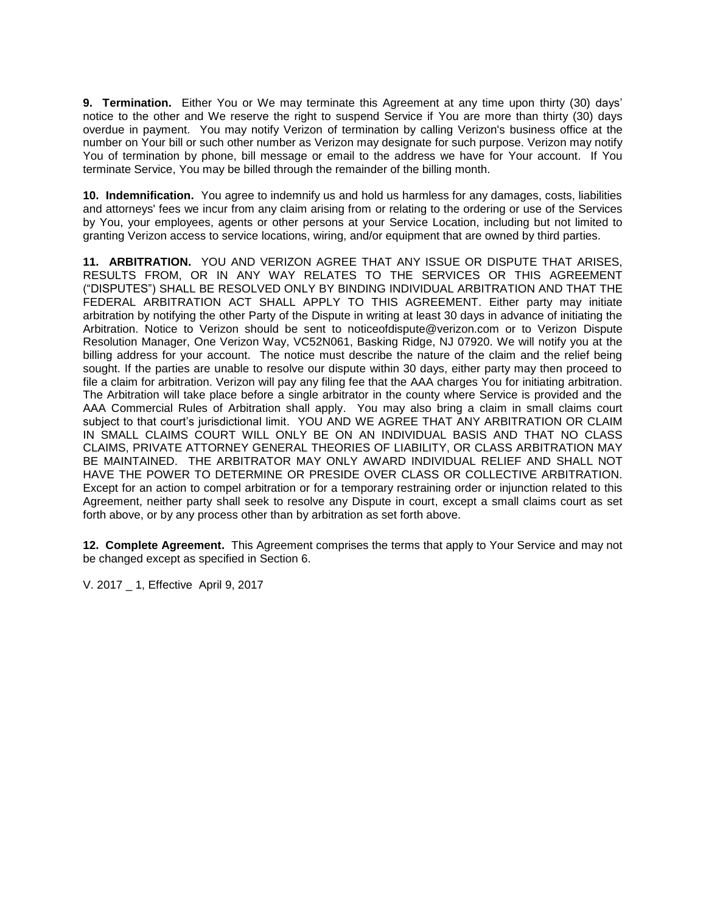**9. Termination.** Either You or We may terminate this Agreement at any time upon thirty (30) days' notice to the other and We reserve the right to suspend Service if You are more than thirty (30) days overdue in payment. You may notify Verizon of termination by calling Verizon's business office at the number on Your bill or such other number as Verizon may designate for such purpose. Verizon may notify You of termination by phone, bill message or email to the address we have for Your account. If You terminate Service, You may be billed through the remainder of the billing month.

**10. Indemnification.** You agree to indemnify us and hold us harmless for any damages, costs, liabilities and attorneys' fees we incur from any claim arising from or relating to the ordering or use of the Services by You, your employees, agents or other persons at your Service Location, including but not limited to granting Verizon access to service locations, wiring, and/or equipment that are owned by third parties.

**11. ARBITRATION.** YOU AND VERIZON AGREE THAT ANY ISSUE OR DISPUTE THAT ARISES, RESULTS FROM, OR IN ANY WAY RELATES TO THE SERVICES OR THIS AGREEMENT ("DISPUTES") SHALL BE RESOLVED ONLY BY BINDING INDIVIDUAL ARBITRATION AND THAT THE FEDERAL ARBITRATION ACT SHALL APPLY TO THIS AGREEMENT. Either party may initiate arbitration by notifying the other Party of the Dispute in writing at least 30 days in advance of initiating the Arbitration. Notice to Verizon should be sent to noticeofdispute@verizon.com or to Verizon Dispute Resolution Manager, One Verizon Way, VC52N061, Basking Ridge, NJ 07920. We will notify you at the billing address for your account. The notice must describe the nature of the claim and the relief being sought. If the parties are unable to resolve our dispute within 30 days, either party may then proceed to file a claim for arbitration. Verizon will pay any filing fee that the AAA charges You for initiating arbitration. The Arbitration will take place before a single arbitrator in the county where Service is provided and the AAA Commercial Rules of Arbitration shall apply. You may also bring a claim in small claims court subject to that court's jurisdictional limit. YOU AND WE AGREE THAT ANY ARBITRATION OR CLAIM IN SMALL CLAIMS COURT WILL ONLY BE ON AN INDIVIDUAL BASIS AND THAT NO CLASS CLAIMS, PRIVATE ATTORNEY GENERAL THEORIES OF LIABILITY, OR CLASS ARBITRATION MAY BE MAINTAINED. THE ARBITRATOR MAY ONLY AWARD INDIVIDUAL RELIEF AND SHALL NOT HAVE THE POWER TO DETERMINE OR PRESIDE OVER CLASS OR COLLECTIVE ARBITRATION. Except for an action to compel arbitration or for a temporary restraining order or injunction related to this Agreement, neither party shall seek to resolve any Dispute in court, except a small claims court as set forth above, or by any process other than by arbitration as set forth above.

**12. Complete Agreement.** This Agreement comprises the terms that apply to Your Service and may not be changed except as specified in Section 6.

V. 2017 _ 1, Effective April 9, 2017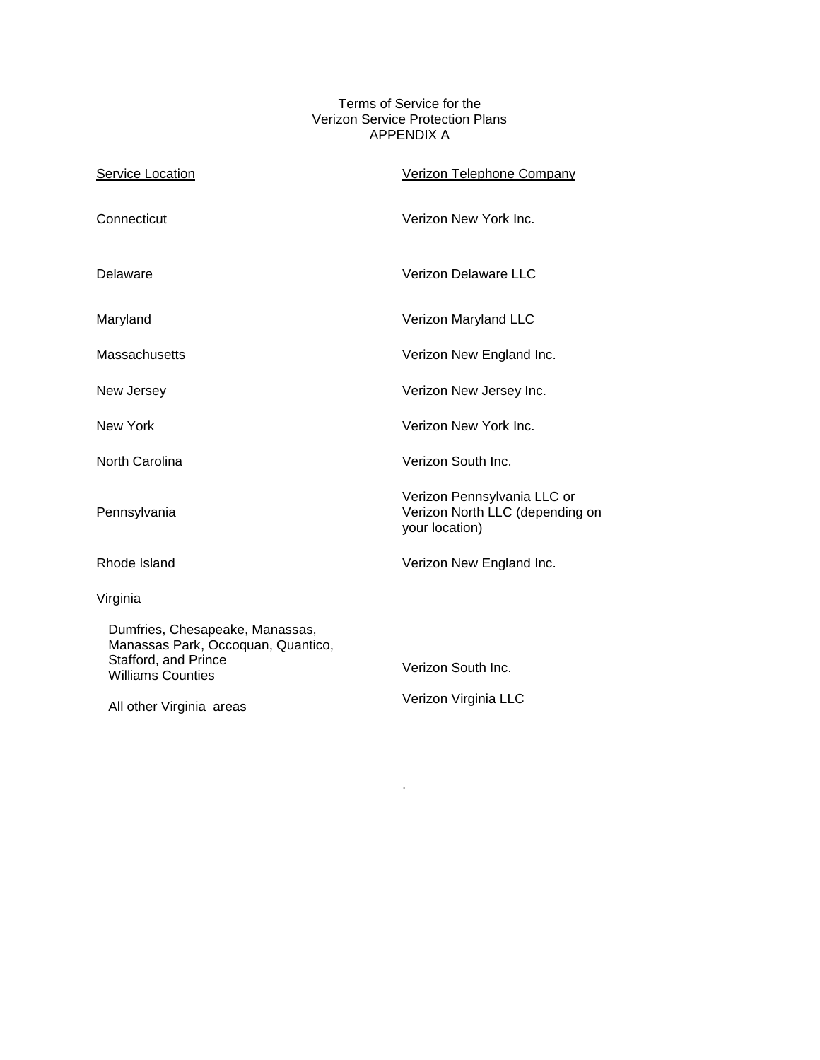Terms of Service for the
Verizon Service Protection Plans
APPENDIX A

| Service Location | Verizon Telephone Company |
|---|---|
| Connecticut | Verizon New York Inc. |
| Delaware | Verizon Delaware LLC |
| Maryland | Verizon Maryland LLC |
| Massachusetts | Verizon New England Inc. |
| New Jersey | Verizon New Jersey Inc. |
| New York | Verizon New York Inc. |
| North Carolina | Verizon South Inc. |
| Pennsylvania | Verizon Pennsylvania LLC or Verizon North LLC (depending on your location) |
| Rhode Island | Verizon New England Inc. |
| Virginia | |
| Dumfries, Chesapeake, Manassas, Manassas Park, Occoquan, Quantico, Stafford, and Prince Williams Counties | Verizon South Inc. |
| All other Virginia areas | Verizon Virginia LLC |